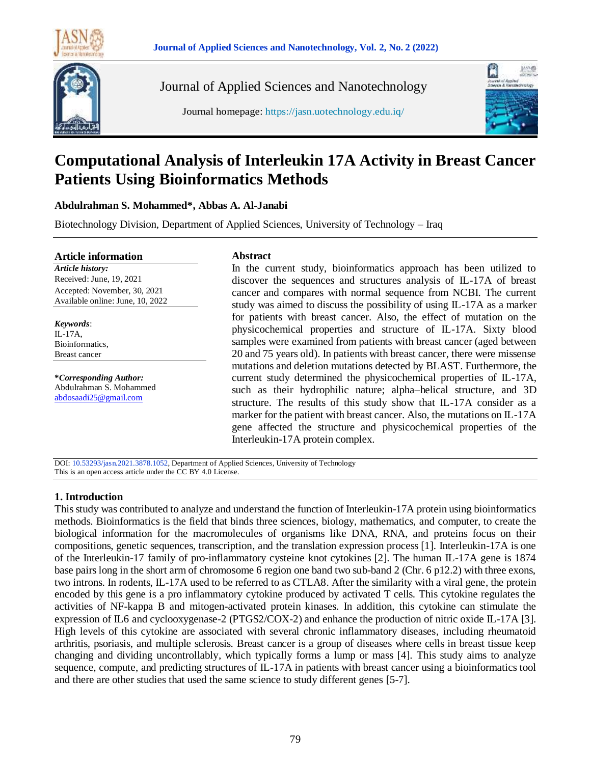Journal of Applied Sciences and Nanotechnology

Journal homepage: https://jasn.uotechnology.edu.iq/

# Computational Analysis of Interleukin 17A Activity in Breast Cancer Patients Using Bioinformatics Methods

**Abdulrahman S. Mohammed\*, Abbas A. Al-Janabi**

Biotechnology Division, Department of Applied Sciences, University of Technology – Iraq

**Article information**

***Article history:***

Received: June, 19, 2021

Accepted: November, 30, 2021

Available online: June, 10, 2022

***Keywords***:

IL-17A,

Bioinformatics,

Breast cancer

***\*Corresponding Author:***

Abdulrahman S. Mohammed

abdosaadi25@gmail.com

**Abstract**

In the current study, bioinformatics approach has been utilized to discover the sequences and structures analysis of IL-17A of breast cancer and compares with normal sequence from NCBI. The current study was aimed to discuss the possibility of using IL-17A as a marker for patients with breast cancer. Also, the effect of mutation on the physicochemical properties and structure of IL-17A. Sixty blood samples were examined from patients with breast cancer (aged between 20 and 75 years old). In patients with breast cancer, there were missense mutations and deletion mutations detected by BLAST. Furthermore, the current study determined the physicochemical properties of IL-17A, such as their hydrophilic nature; alpha–helical structure, and 3D structure. The results of this study show that IL-17A consider as a marker for the patient with breast cancer. Also, the mutations on IL-17A gene affected the structure and physicochemical properties of the Interleukin-17A protein complex.

DOI: 10.53293/jasn.2021.3878.1052, Department of Applied Sciences, University of Technology
This is an open access article under the CC BY 4.0 License.

## 1. Introduction

This study was contributed to analyze and understand the function of Interleukin-17A protein using bioinformatics methods. Bioinformatics is the field that binds three sciences, biology, mathematics, and computer, to create the biological information for the macromolecules of organisms like DNA, RNA, and proteins focus on their compositions, genetic sequences, transcription, and the translation expression process [1]. Interleukin-17A is one of the Interleukin-17 family of pro-inflammatory cysteine knot cytokines [2]. The human IL-17A gene is 1874 base pairs long in the short arm of chromosome 6 region one band two sub-band 2 (Chr. 6 p12.2) with three exons, two introns. In rodents, IL-17A used to be referred to as CTLA8. After the similarity with a viral gene, the protein encoded by this gene is a pro inflammatory cytokine produced by activated T cells. This cytokine regulates the activities of NF-kappa B and mitogen-activated protein kinases. In addition, this cytokine can stimulate the expression of IL6 and cyclooxygenase-2 (PTGS2/COX-2) and enhance the production of nitric oxide IL-17A [3]. High levels of this cytokine are associated with several chronic inflammatory diseases, including rheumatoid arthritis, psoriasis, and multiple sclerosis. Breast cancer is a group of diseases where cells in breast tissue keep changing and dividing uncontrollably, which typically forms a lump or mass [4]. This study aims to analyze sequence, compute, and predicting structures of IL-17A in patients with breast cancer using a bioinformatics tool and there are other studies that used the same science to study different genes [5-7].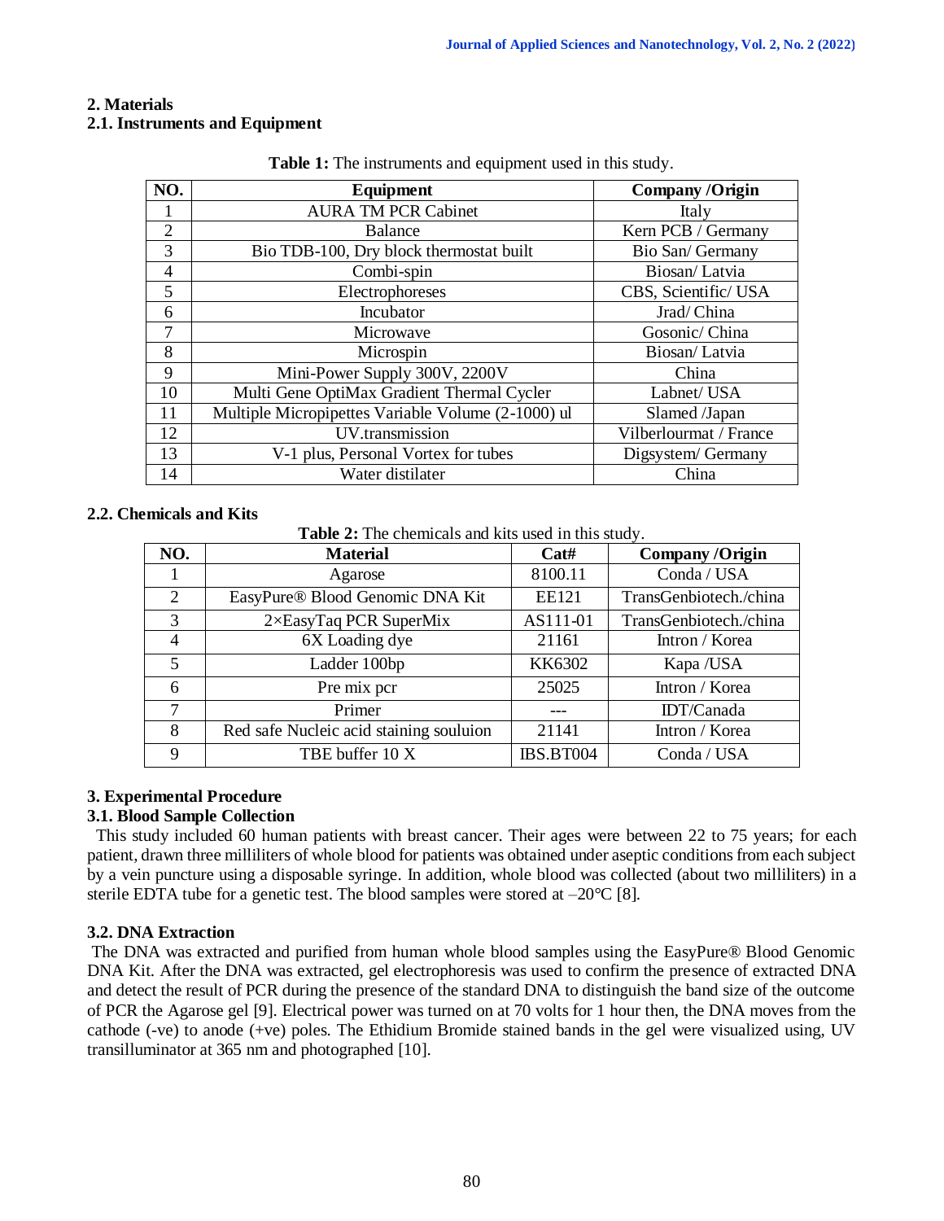## 2. Materials

### 2.1. Instruments and Equipment

**Table 1:** The instruments and equipment used in this study.

| NO. | Equipment | Company /Origin |
|---|---|---|
| 1 | AURA TM PCR Cabinet | Italy |
| 2 | Balance | Kern PCB / Germany |
| 3 | Bio TDB-100, Dry block thermostat built | Bio San/ Germany |
| 4 | Combi-spin | Biosan/ Latvia |
| 5 | Electrophoreses | CBS, Scientific/ USA |
| 6 | Incubator | Jrad/ China |
| 7 | Microwave | Gosonic/ China |
| 8 | Microspin | Biosan/ Latvia |
| 9 | Mini-Power Supply 300V, 2200V | China |
| 10 | Multi Gene OptiMax Gradient Thermal Cycler | Labnet/ USA |
| 11 | Multiple Micropipettes Variable Volume (2-1000) ul | Slamed /Japan |
| 12 | UV.transmission | Vilberlourmat / France |
| 13 | V-1 plus, Personal Vortex for tubes | Digsystem/ Germany |
| 14 | Water distilater | China |

### 2.2. Chemicals and Kits

**Table 2:** The chemicals and kits used in this study.

| NO. | Material | Cat# | Company /Origin |
|---|---|---|---|
| 1 | Agarose | 8100.11 | Conda / USA |
| 2 | EasyPure® Blood Genomic DNA Kit | EE121 | TransGenbiotech./china |
| 3 | 2×EasyTaq PCR SuperMix | AS111-01 | TransGenbiotech./china |
| 4 | 6X Loading dye | 21161 | Intron / Korea |
| 5 | Ladder 100bp | KK6302 | Kapa /USA |
| 6 | Pre mix pcr | 25025 | Intron / Korea |
| 7 | Primer | --- | IDT/Canada |
| 8 | Red safe Nucleic acid staining souluion | 21141 | Intron / Korea |
| 9 | TBE buffer 10 X | IBS.BT004 | Conda / USA |

## 3. Experimental Procedure

### 3.1. Blood Sample Collection

This study included 60 human patients with breast cancer. Their ages were between 22 to 75 years; for each patient, drawn three milliliters of whole blood for patients was obtained under aseptic conditions from each subject by a vein puncture using a disposable syringe. In addition, whole blood was collected (about two milliliters) in a sterile EDTA tube for a genetic test. The blood samples were stored at –20°C [8].

### 3.2. DNA Extraction

The DNA was extracted and purified from human whole blood samples using the EasyPure® Blood Genomic DNA Kit. After the DNA was extracted, gel electrophoresis was used to confirm the presence of extracted DNA and detect the result of PCR during the presence of the standard DNA to distinguish the band size of the outcome of PCR the Agarose gel [9]. Electrical power was turned on at 70 volts for 1 hour then, the DNA moves from the cathode (-ve) to anode (+ve) poles. The Ethidium Bromide stained bands in the gel were visualized using, UV transilluminator at 365 nm and photographed [10].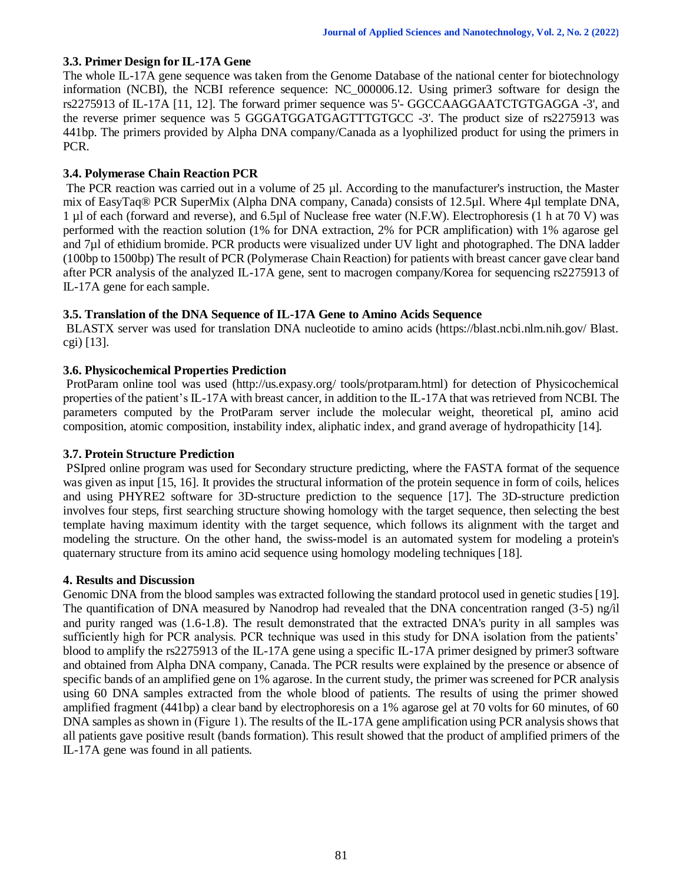### 3.3. Primer Design for IL-17A Gene

The whole IL-17A gene sequence was taken from the Genome Database of the national center for biotechnology information (NCBI), the NCBI reference sequence: NC_000006.12. Using primer3 software for design the rs2275913 of IL-17A [11, 12]. The forward primer sequence was 5'- GGCCAAGGAATCTGTGAGGA -3', and the reverse primer sequence was 5 GGGATGGATGAGTTTGTGCC -3'. The product size of rs2275913 was 441bp. The primers provided by Alpha DNA company/Canada as a lyophilized product for using the primers in PCR.

### 3.4. Polymerase Chain Reaction PCR

The PCR reaction was carried out in a volume of 25 µl. According to the manufacturer's instruction, the Master mix of EasyTaq® PCR SuperMix (Alpha DNA company, Canada) consists of 12.5µl. Where 4µl template DNA, 1 µl of each (forward and reverse), and 6.5µl of Nuclease free water (N.F.W). Electrophoresis (1 h at 70 V) was performed with the reaction solution (1% for DNA extraction, 2% for PCR amplification) with 1% agarose gel and 7µl of ethidium bromide. PCR products were visualized under UV light and photographed. The DNA ladder (100bp to 1500bp) The result of PCR (Polymerase Chain Reaction) for patients with breast cancer gave clear band after PCR analysis of the analyzed IL-17A gene, sent to macrogen company/Korea for sequencing rs2275913 of IL-17A gene for each sample.

### 3.5. Translation of the DNA Sequence of IL-17A Gene to Amino Acids Sequence

BLASTX server was used for translation DNA nucleotide to amino acids (https://blast.ncbi.nlm.nih.gov/ Blast. cgi) [13].

### 3.6. Physicochemical Properties Prediction

ProtParam online tool was used (http://us.expasy.org/ tools/protparam.html) for detection of Physicochemical properties of the patient's IL-17A with breast cancer, in addition to the IL-17A that was retrieved from NCBI. The parameters computed by the ProtParam server include the molecular weight, theoretical pI, amino acid composition, atomic composition, instability index, aliphatic index, and grand average of hydropathicity [14].

### 3.7. Protein Structure Prediction

PSIpred online program was used for Secondary structure predicting, where the FASTA format of the sequence was given as input [15, 16]. It provides the structural information of the protein sequence in form of coils, helices and using PHYRE2 software for 3D-structure prediction to the sequence [17]. The 3D-structure prediction involves four steps, first searching structure showing homology with the target sequence, then selecting the best template having maximum identity with the target sequence, which follows its alignment with the target and modeling the structure. On the other hand, the swiss-model is an automated system for modeling a protein's quaternary structure from its amino acid sequence using homology modeling techniques [18].

## 4. Results and Discussion

Genomic DNA from the blood samples was extracted following the standard protocol used in genetic studies [19]. The quantification of DNA measured by Nanodrop had revealed that the DNA concentration ranged (3-5) ng/ìl and purity ranged was (1.6-1.8). The result demonstrated that the extracted DNA's purity in all samples was sufficiently high for PCR analysis. PCR technique was used in this study for DNA isolation from the patients' blood to amplify the rs2275913 of the IL-17A gene using a specific IL-17A primer designed by primer3 software and obtained from Alpha DNA company, Canada. The PCR results were explained by the presence or absence of specific bands of an amplified gene on 1% agarose. In the current study, the primer was screened for PCR analysis using 60 DNA samples extracted from the whole blood of patients. The results of using the primer showed amplified fragment (441bp) a clear band by electrophoresis on a 1% agarose gel at 70 volts for 60 minutes, of 60 DNA samples as shown in (Figure 1). The results of the IL-17A gene amplification using PCR analysis shows that all patients gave positive result (bands formation). This result showed that the product of amplified primers of the IL-17A gene was found in all patients.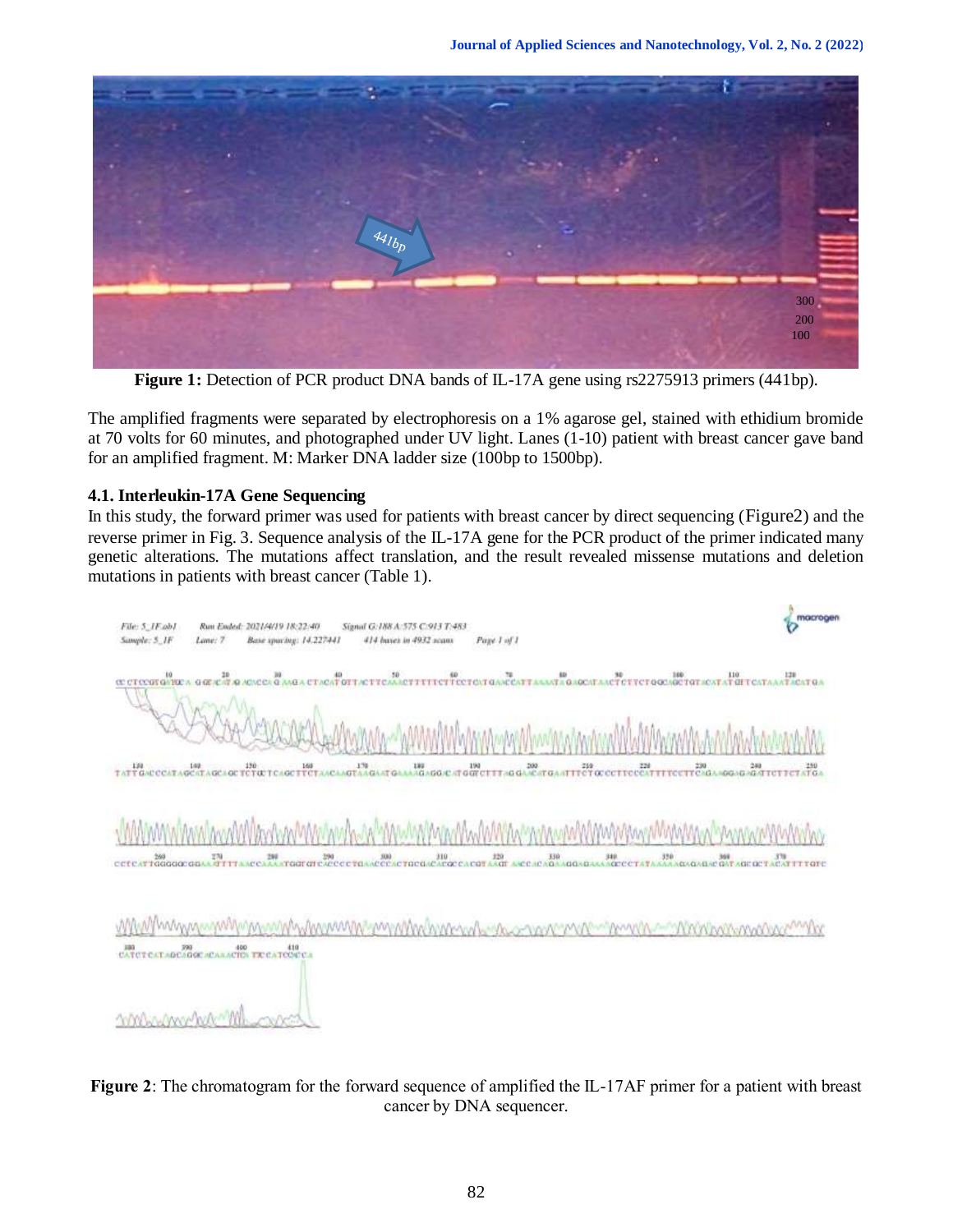**Figure 1:** Detection of PCR product DNA bands of IL-17A gene using rs2275913 primers (441bp).

The amplified fragments were separated by electrophoresis on a 1% agarose gel, stained with ethidium bromide at 70 volts for 60 minutes, and photographed under UV light. Lanes (1-10) patient with breast cancer gave band for an amplified fragment. M: Marker DNA ladder size (100bp to 1500bp).

### 4.1. Interleukin-17A Gene Sequencing

In this study, the forward primer was used for patients with breast cancer by direct sequencing (Figure2) and the reverse primer in Fig. 3. Sequence analysis of the IL-17A gene for the PCR product of the primer indicated many genetic alterations. The mutations affect translation, and the result revealed missense mutations and deletion mutations in patients with breast cancer (Table 1).

**Figure 2**: The chromatogram for the forward sequence of amplified the IL-17AF primer for a patient with breast cancer by DNA sequencer.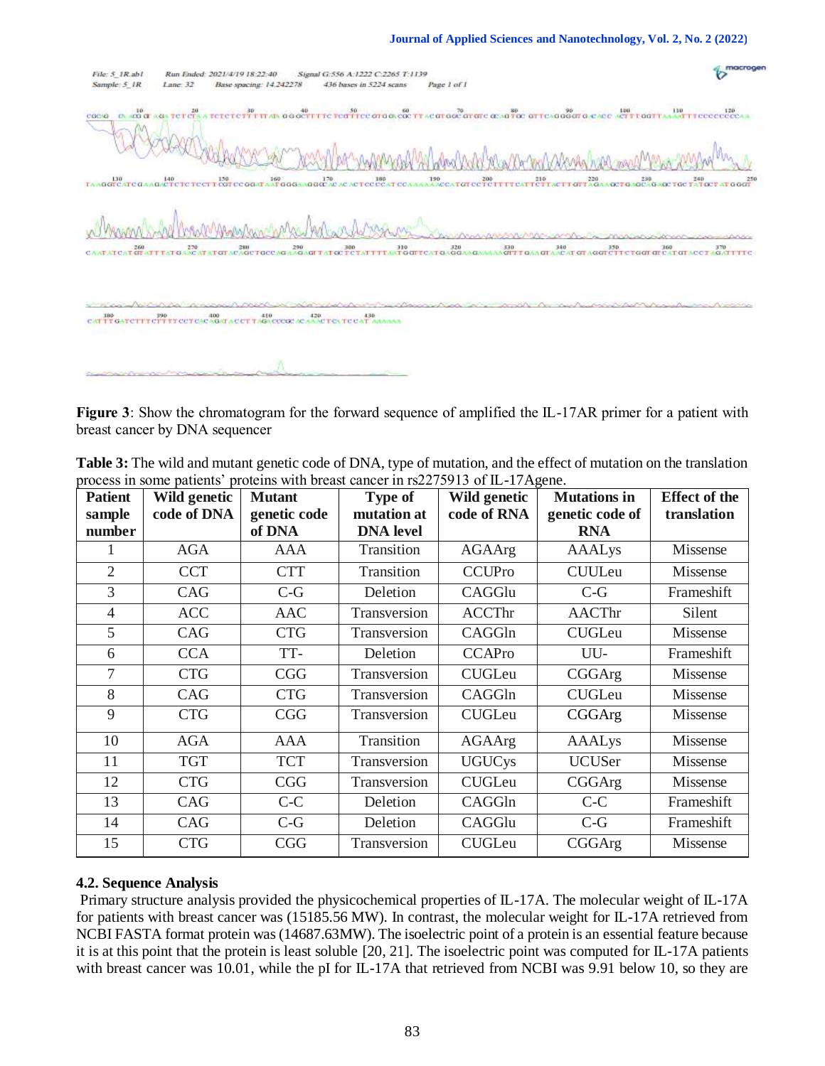Figure 3: Show the chromatogram for the forward sequence of amplified the IL-17AR primer for a patient with breast cancer by DNA sequencer

**Table 3:** The wild and mutant genetic code of DNA, type of mutation, and the effect of mutation on the translation process in some patients' proteins with breast cancer in rs2275913 of IL-17Agene.

| Patient sample number | Wild genetic code of DNA | Mutant genetic code of DNA | Type of mutation at DNA level | Wild genetic code of RNA | Mutations in genetic code of RNA | Effect of the translation |
|---|---|---|---|---|---|---|
| 1 | AGA | AAA | Transition | AGAArg | AAALys | Missense |
| 2 | CCT | CTT | Transition | CCUPro | CUULeu | Missense |
| 3 | CAG | C-G | Deletion | CAGGlu | C-G | Frameshift |
| 4 | ACC | AAC | Transversion | ACCThr | AACThr | Silent |
| 5 | CAG | CTG | Transversion | CAGGln | CUGLeu | Missense |
| 6 | CCA | TT- | Deletion | CCAPro | UU- | Frameshift |
| 7 | CTG | CGG | Transversion | CUGLeu | CGGArg | Missense |
| 8 | CAG | CTG | Transversion | CAGGln | CUGLeu | Missense |
| 9 | CTG | CGG | Transversion | CUGLeu | CGGArg | Missense |
| 10 | AGA | AAA | Transition | AGAArg | AAALys | Missense |
| 11 | TGT | TCT | Transversion | UGUCys | UCUSer | Missense |
| 12 | CTG | CGG | Transversion | CUGLeu | CGGArg | Missense |
| 13 | CAG | C-C | Deletion | CAGGln | C-C | Frameshift |
| 14 | CAG | C-G | Deletion | CAGGlu | C-G | Frameshift |
| 15 | CTG | CGG | Transversion | CUGLeu | CGGArg | Missense |

### 4.2. Sequence Analysis

Primary structure analysis provided the physicochemical properties of IL-17A. The molecular weight of IL-17A for patients with breast cancer was (15185.56 MW). In contrast, the molecular weight for IL-17A retrieved from NCBI FASTA format protein was (14687.63MW). The isoelectric point of a protein is an essential feature because it is at this point that the protein is least soluble [20, 21]. The isoelectric point was computed for IL-17A patients with breast cancer was 10.01, while the pI for IL-17A that retrieved from NCBI was 9.91 below 10, so they are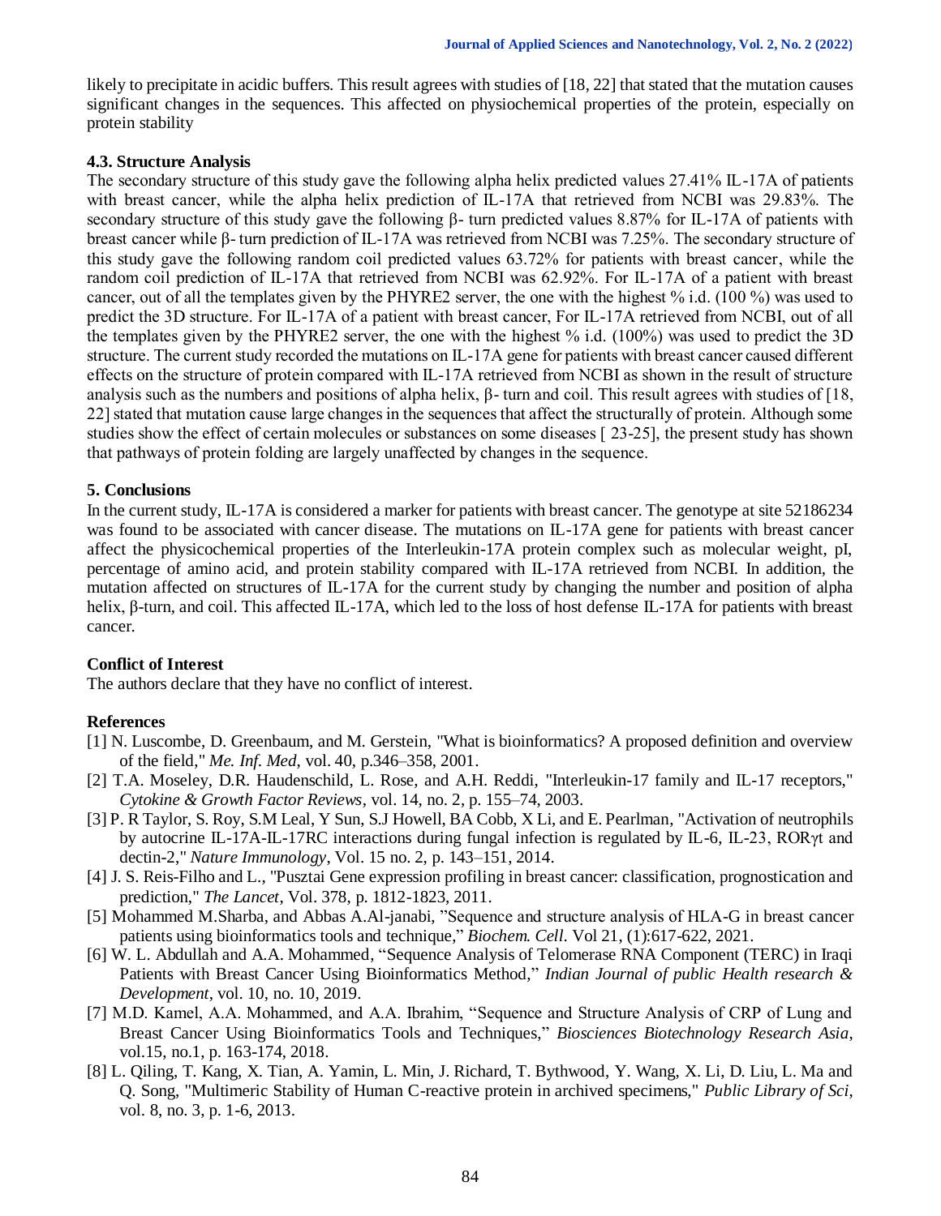likely to precipitate in acidic buffers. This result agrees with studies of [18, 22] that stated that the mutation causes significant changes in the sequences. This affected on physiochemical properties of the protein, especially on protein stability

### 4.3. Structure Analysis

The secondary structure of this study gave the following alpha helix predicted values 27.41% IL-17A of patients with breast cancer, while the alpha helix prediction of IL-17A that retrieved from NCBI was 29.83%. The secondary structure of this study gave the following β- turn predicted values 8.87% for IL-17A of patients with breast cancer while β- turn prediction of IL-17A was retrieved from NCBI was 7.25%. The secondary structure of this study gave the following random coil predicted values 63.72% for patients with breast cancer, while the random coil prediction of IL-17A that retrieved from NCBI was 62.92%. For IL-17A of a patient with breast cancer, out of all the templates given by the PHYRE2 server, the one with the highest % i.d. (100 %) was used to predict the 3D structure. For IL-17A of a patient with breast cancer, For IL-17A retrieved from NCBI, out of all the templates given by the PHYRE2 server, the one with the highest % i.d. (100%) was used to predict the 3D structure. The current study recorded the mutations on IL-17A gene for patients with breast cancer caused different effects on the structure of protein compared with IL-17A retrieved from NCBI as shown in the result of structure analysis such as the numbers and positions of alpha helix, β- turn and coil. This result agrees with studies of [18, 22] stated that mutation cause large changes in the sequences that affect the structurally of protein. Although some studies show the effect of certain molecules or substances on some diseases [ 23-25], the present study has shown that pathways of protein folding are largely unaffected by changes in the sequence.

## 5. Conclusions

In the current study, IL-17A is considered a marker for patients with breast cancer. The genotype at site 52186234 was found to be associated with cancer disease. The mutations on IL-17A gene for patients with breast cancer affect the physicochemical properties of the Interleukin-17A protein complex such as molecular weight, pI, percentage of amino acid, and protein stability compared with IL-17A retrieved from NCBI. In addition, the mutation affected on structures of IL-17A for the current study by changing the number and position of alpha helix, β-turn, and coil. This affected IL-17A, which led to the loss of host defense IL-17A for patients with breast cancer.

## Conflict of Interest

The authors declare that they have no conflict of interest.

## References

[1] N. Luscombe, D. Greenbaum, and M. Gerstein, "What is bioinformatics? A proposed definition and overview of the field," *Me. Inf. Med*, vol. 40, p.346–358, 2001.

[2] T.A. Moseley, D.R. Haudenschild, L. Rose, and A.H. Reddi, "Interleukin-17 family and IL-17 receptors," *Cytokine & Growth Factor Reviews*, vol. 14, no. 2, p. 155–74, 2003.

[3] P. R Taylor, S. Roy, S.M Leal, Y Sun, S.J Howell, BA Cobb, X Li, and E. Pearlman, "Activation of neutrophils by autocrine IL-17A-IL-17RC interactions during fungal infection is regulated by IL-6, IL-23, RORγt and dectin-2," *Nature Immunology*, Vol. 15 no. 2, p. 143–151, 2014.

[4] J. S. Reis-Filho and L., "Pusztai Gene expression profiling in breast cancer: classification, prognostication and prediction," *The Lancet*, Vol. 378, p. 1812-1823, 2011.

[5] Mohammed M.Sharba, and Abbas A.Al-janabi, "Sequence and structure analysis of HLA-G in breast cancer patients using bioinformatics tools and technique," *Biochem. Cell*. Vol 21, (1):617-622, 2021.

[6] W. L. Abdullah and A.A. Mohammed, "Sequence Analysis of Telomerase RNA Component (TERC) in Iraqi Patients with Breast Cancer Using Bioinformatics Method," *Indian Journal of public Health research & Development*, vol. 10, no. 10, 2019.

[7] M.D. Kamel, A.A. Mohammed, and A.A. Ibrahim, "Sequence and Structure Analysis of CRP of Lung and Breast Cancer Using Bioinformatics Tools and Techniques," *Biosciences Biotechnology Research Asia*, vol.15, no.1, p. 163-174, 2018.

[8] L. Qiling, T. Kang, X. Tian, A. Yamin, L. Min, J. Richard, T. Bythwood, Y. Wang, X. Li, D. Liu, L. Ma and Q. Song, "Multimeric Stability of Human C-reactive protein in archived specimens," *Public Library of Sci*, vol. 8, no. 3, p. 1-6, 2013.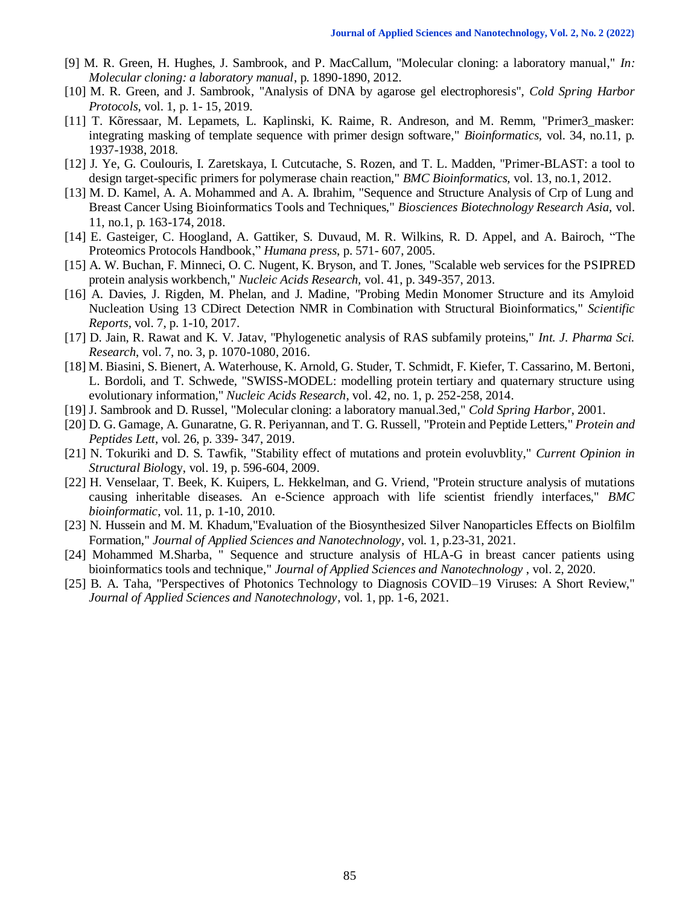[9] M. R. Green, H. Hughes, J. Sambrook, and P. MacCallum, "Molecular cloning: a laboratory manual," *In: Molecular cloning: a laboratory manual*, p. 1890-1890, 2012.

[10] M. R. Green, and J. Sambrook, "Analysis of DNA by agarose gel electrophoresis", *Cold Spring Harbor Protocols*, vol. 1, p. 1- 15, 2019.

[11] T. Kõressaar, M. Lepamets, L. Kaplinski, K. Raime, R. Andreson, and M. Remm, "Primer3_masker: integrating masking of template sequence with primer design software," *Bioinformatics*, vol. 34, no.11, p. 1937-1938, 2018.

[12] J. Ye, G. Coulouris, I. Zaretskaya, I. Cutcutache, S. Rozen, and T. L. Madden, "Primer-BLAST: a tool to design target-specific primers for polymerase chain reaction," *BMC Bioinformatics*, vol. 13, no.1, 2012.

[13] M. D. Kamel, A. A. Mohammed and A. A. Ibrahim, "Sequence and Structure Analysis of Crp of Lung and Breast Cancer Using Bioinformatics Tools and Techniques," *Biosciences Biotechnology Research Asia*, vol. 11, no.1, p. 163-174, 2018.

[14] E. Gasteiger, C. Hoogland, A. Gattiker, S. Duvaud, M. R. Wilkins, R. D. Appel, and A. Bairoch, "The Proteomics Protocols Handbook," *Humana press*, p. 571- 607, 2005.

[15] A. W. Buchan, F. Minneci, O. C. Nugent, K. Bryson, and T. Jones, "Scalable web services for the PSIPRED protein analysis workbench," *Nucleic Acids Research*, vol. 41, p. 349-357, 2013.

[16] A. Davies, J. Rigden, M. Phelan, and J. Madine, "Probing Medin Monomer Structure and its Amyloid Nucleation Using 13 CDirect Detection NMR in Combination with Structural Bioinformatics," *Scientific Reports*, vol. 7, p. 1-10, 2017.

[17] D. Jain, R. Rawat and K. V. Jatav, "Phylogenetic analysis of RAS subfamily proteins," *Int. J. Pharma Sci. Research*, vol. 7, no. 3, p. 1070-1080, 2016.

[18] M. Biasini, S. Bienert, A. Waterhouse, K. Arnold, G. Studer, T. Schmidt, F. Kiefer, T. Cassarino, M. Bertoni, L. Bordoli, and T. Schwede, "SWISS-MODEL: modelling protein tertiary and quaternary structure using evolutionary information," *Nucleic Acids Research*, vol. 42, no. 1, p. 252-258, 2014.

[19] J. Sambrook and D. Russel, "Molecular cloning: a laboratory manual.3ed," *Cold Spring Harbor*, 2001.

[20] D. G. Gamage, A. Gunaratne, G. R. Periyannan, and T. G. Russell, "Protein and Peptide Letters," *Protein and Peptides Lett*, vol. 26, p. 339- 347, 2019.

[21] N. Tokuriki and D. S. Tawfik, "Stability effect of mutations and protein evoluvblity," *Current Opinion in Structural Biol*ogy, vol. 19, p. 596-604, 2009.

[22] H. Venselaar, T. Beek, K. Kuipers, L. Hekkelman, and G. Vriend, "Protein structure analysis of mutations causing inheritable diseases. An e-Science approach with life scientist friendly interfaces," *BMC bioinformatic*, vol. 11, p. 1-10, 2010.

[23] N. Hussein and M. M. Khadum,"Evaluation of the Biosynthesized Silver Nanoparticles Effects on Biolfilm Formation," *Journal of Applied Sciences and Nanotechnology*, vol. 1, p.23-31, 2021.

[24] Mohammed M.Sharba, " Sequence and structure analysis of HLA-G in breast cancer patients using bioinformatics tools and technique," *Journal of Applied Sciences and Nanotechnology* , vol. 2, 2020.

[25] B. A. Taha, "Perspectives of Photonics Technology to Diagnosis COVID–19 Viruses: A Short Review," *Journal of Applied Sciences and Nanotechnology*, vol. 1, pp. 1-6, 2021.